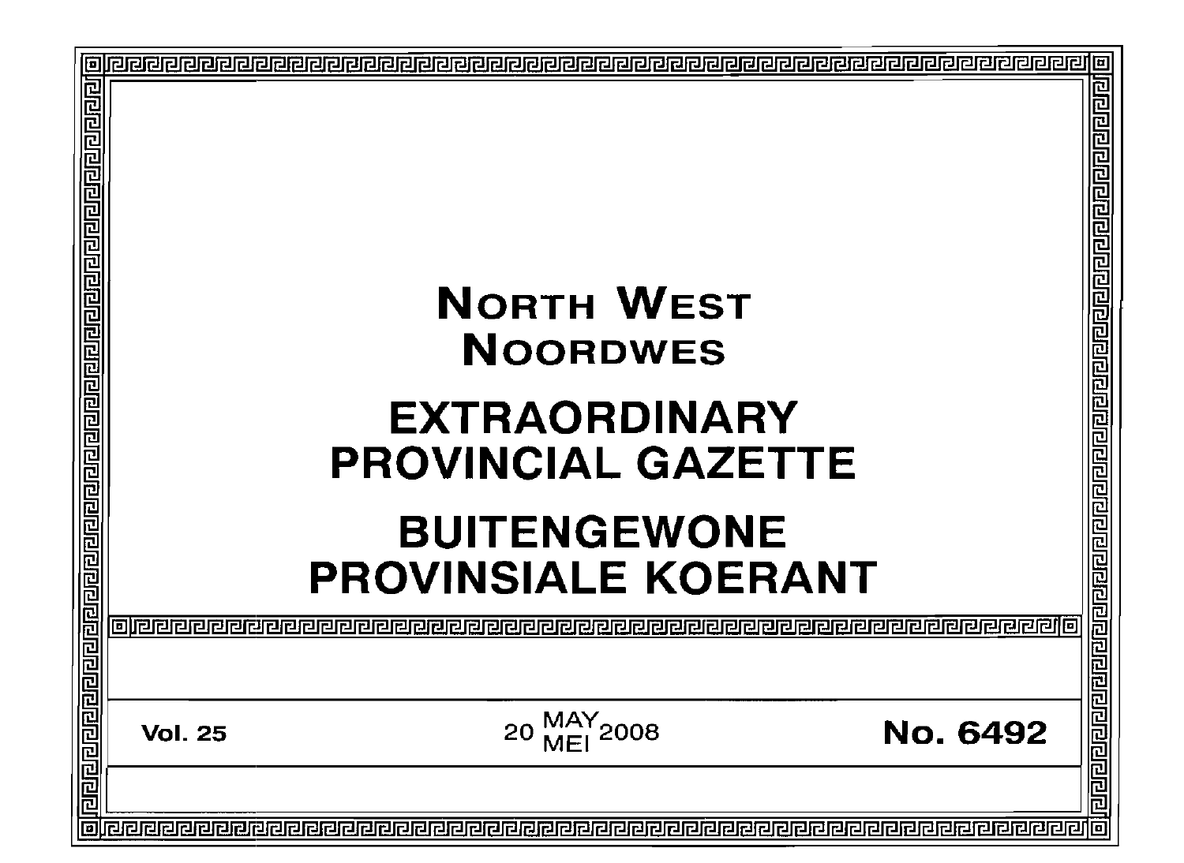# NORTH WEST
# NOORDWES

# EXTRAORDINARY PROVINCIAL GAZETTE

# BUITENGEWONE PROVINSIALE KOERANT

**Vol. 25** 20 MAY/MEI 2008 **No. 6492**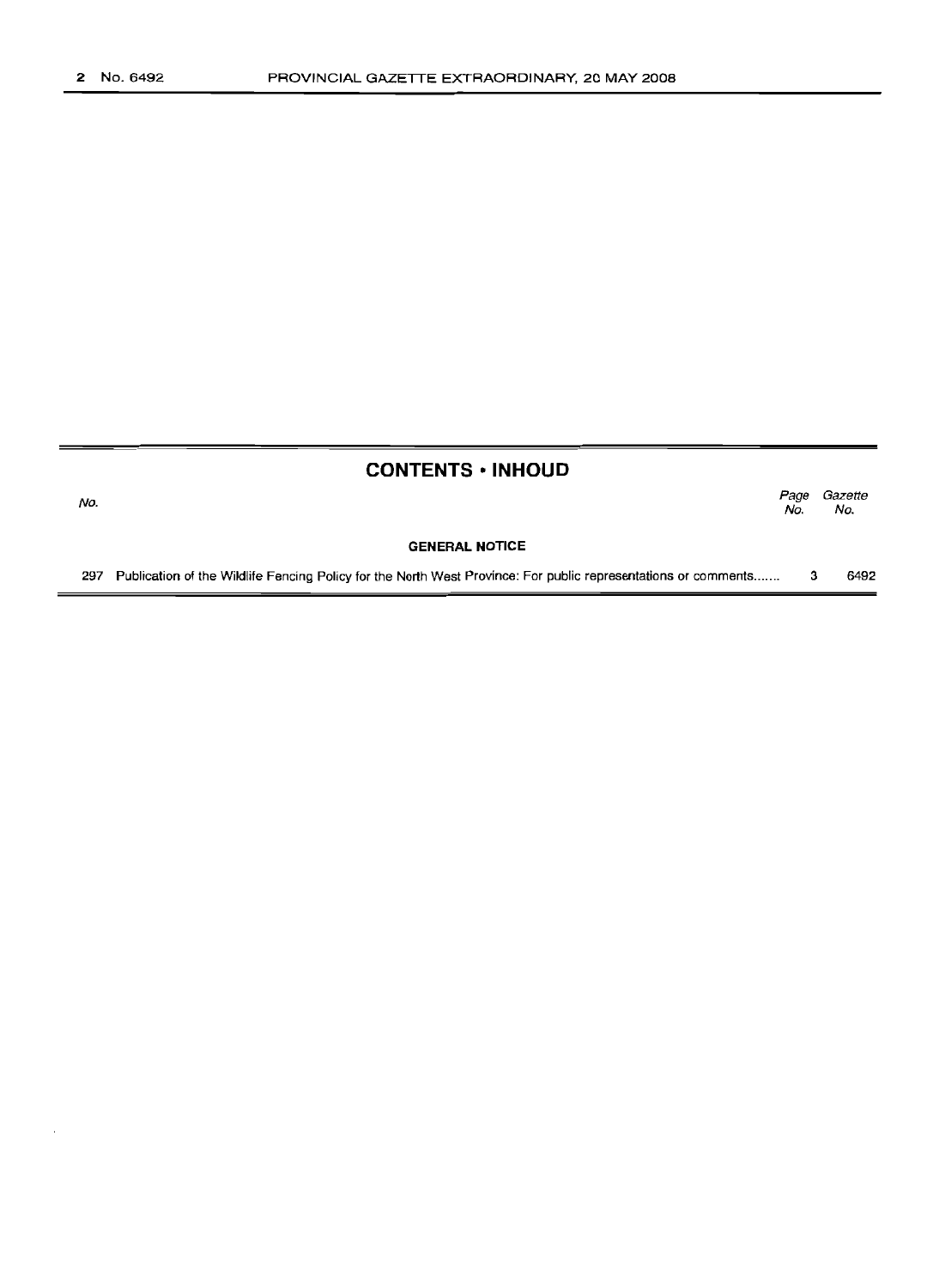## CONTENTS • INHOUD

| No. | | Page No. | Gazette No. |
|---|---|---|---|
| | **GENERAL NOTICE** | | |
| 297 | Publication of the Wildlife Fencing Policy for the North West Province: For public representations or comments....... | 3 | 6492 |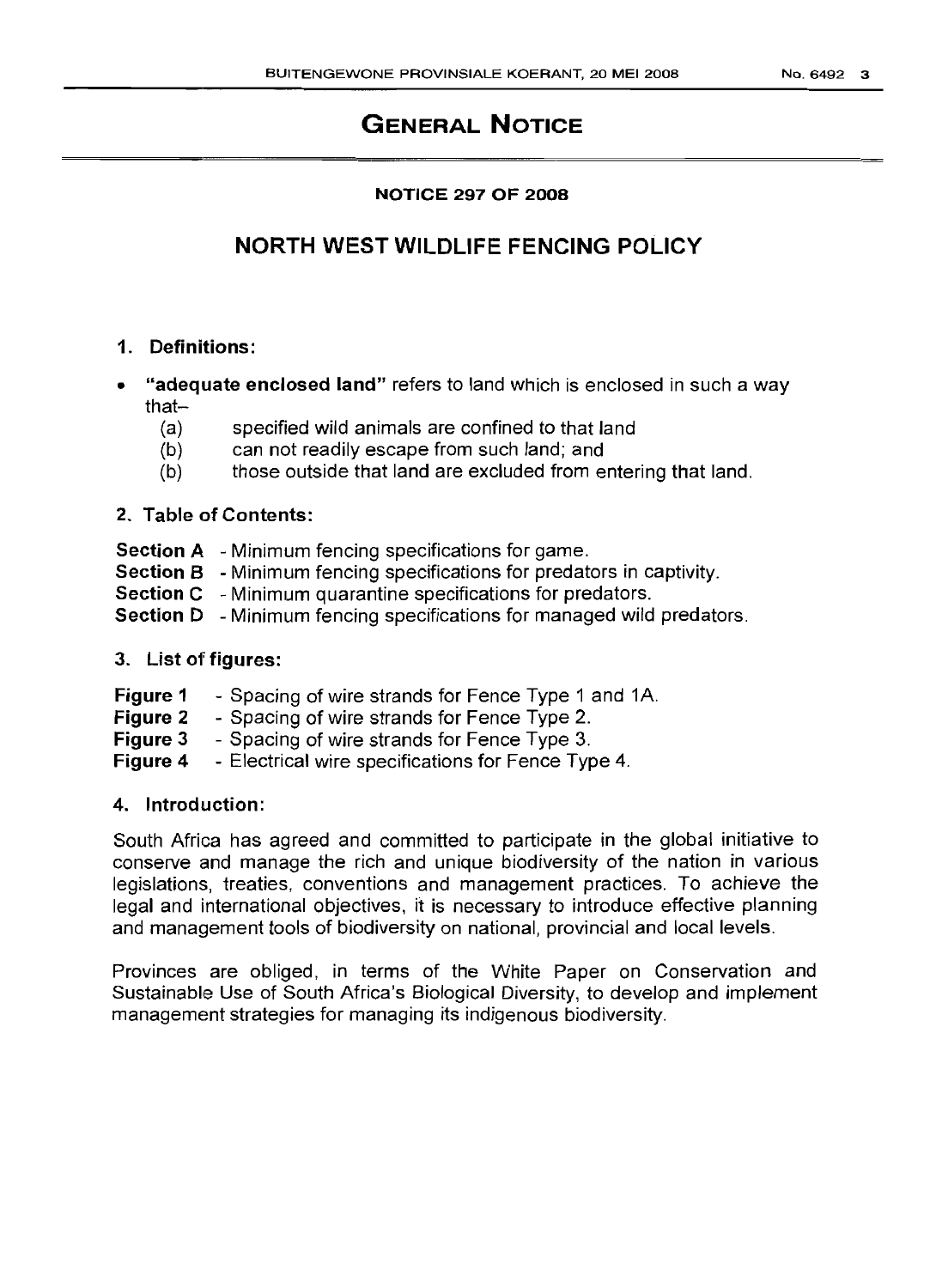# GENERAL NOTICE

**NOTICE 297 OF 2008**

## NORTH WEST WILDLIFE FENCING POLICY

### 1. Definitions:

- **"adequate enclosed land"** refers to land which is enclosed in such a way that–
  - (a) specified wild animals are confined to that land
  - (b) can not readily escape from such land; and
  - (b) those outside that land are excluded from entering that land.

### 2. Table of Contents:

**Section A** - Minimum fencing specifications for game.
**Section B** - Minimum fencing specifications for predators in captivity.
**Section C** - Minimum quarantine specifications for predators.
**Section D** - Minimum fencing specifications for managed wild predators.

### 3. List of figures:

**Figure 1** - Spacing of wire strands for Fence Type 1 and 1A.
**Figure 2** - Spacing of wire strands for Fence Type 2.
**Figure 3** - Spacing of wire strands for Fence Type 3.
**Figure 4** - Electrical wire specifications for Fence Type 4.

### 4. Introduction:

South Africa has agreed and committed to participate in the global initiative to conserve and manage the rich and unique biodiversity of the nation in various legislations, treaties, conventions and management practices. To achieve the legal and international objectives, it is necessary to introduce effective planning and management tools of biodiversity on national, provincial and local levels.

Provinces are obliged, in terms of the White Paper on Conservation and Sustainable Use of South Africa's Biological Diversity, to develop and implement management strategies for managing its indigenous biodiversity.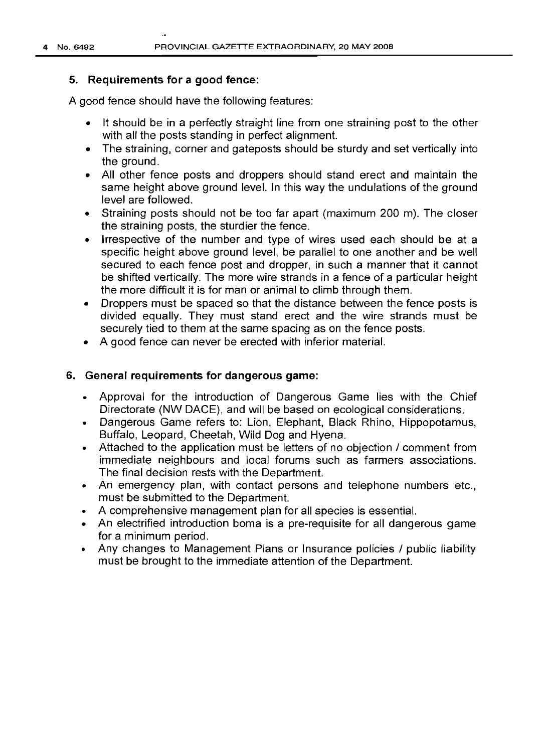### 5. Requirements for a good fence:

A good fence should have the following features:

- It should be in a perfectly straight line from one straining post to the other with all the posts standing in perfect alignment.
- The straining, corner and gateposts should be sturdy and set vertically into the ground.
- All other fence posts and droppers should stand erect and maintain the same height above ground level. In this way the undulations of the ground level are followed.
- Straining posts should not be too far apart (maximum 200 m). The closer the straining posts, the sturdier the fence.
- Irrespective of the number and type of wires used each should be at a specific height above ground level, be parallel to one another and be well secured to each fence post and dropper, in such a manner that it cannot be shifted vertically. The more wire strands in a fence of a particular height the more difficult it is for man or animal to climb through them.
- Droppers must be spaced so that the distance between the fence posts is divided equally. They must stand erect and the wire strands must be securely tied to them at the same spacing as on the fence posts.
- A good fence can never be erected with inferior material.

### 6. General requirements for dangerous game:

- Approval for the introduction of Dangerous Game lies with the Chief Directorate (NW DACE), and will be based on ecological considerations.
- Dangerous Game refers to: Lion, Elephant, Black Rhino, Hippopotamus, Buffalo, Leopard, Cheetah, Wild Dog and Hyena.
- Attached to the application must be letters of no objection / comment from immediate neighbours and local forums such as farmers associations. The final decision rests with the Department.
- An emergency plan, with contact persons and telephone numbers etc., must be submitted to the Department.
- A comprehensive management plan for all species is essential.
- An electrified introduction boma is a pre-requisite for all dangerous game for a minimum period.
- Any changes to Management Plans or Insurance policies / public liability must be brought to the immediate attention of the Department.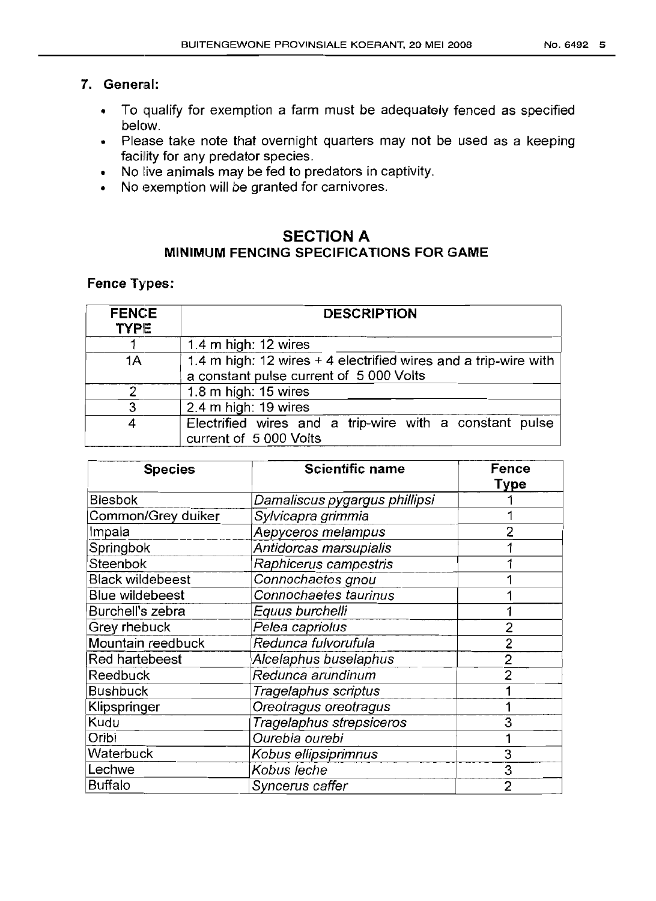## 7. General:

- To qualify for exemption a farm must be adequately fenced as specified below.
- Please take note that overnight quarters may not be used as a keeping facility for any predator species.
- No live animals may be fed to predators in captivity.
- No exemption will be granted for carnivores.

# SECTION A

## MINIMUM FENCING SPECIFICATIONS FOR GAME

**Fence Types:**

| FENCE TYPE | DESCRIPTION |
|---|---|
| 1 | 1.4 m high: 12 wires |
| 1A | 1.4 m high: 12 wires + 4 electrified wires and a trip-wire with a constant pulse current of 5 000 Volts |
| 2 | 1.8 m high: 15 wires |
| 3 | 2.4 m high: 19 wires |
| 4 | Electrified wires and a trip-wire with a constant pulse current of 5 000 Volts |

| Species | Scientific name | Fence Type |
|---|---|---|
| Blesbok | *Damaliscus pygargus phillipsi* | 1 |
| Common/Grey duiker | *Sylvicapra grimmia* | 1 |
| Impala | *Aepyceros melampus* | 2 |
| Springbok | *Antidorcas marsupialis* | 1 |
| Steenbok | *Raphicerus campestris* | 1 |
| Black wildebeest | *Connochaetes gnou* | 1 |
| Blue wildebeest | *Connochaetes taurinus* | 1 |
| Burchell's zebra | *Equus burchelli* | 1 |
| Grey rhebuck | *Pelea capriolus* | 2 |
| Mountain reedbuck | *Redunca fulvorufula* | 2 |
| Red hartebeest | *Alcelaphus buselaphus* | 2 |
| Reedbuck | *Redunca arundinum* | 2 |
| Bushbuck | *Tragelaphus scriptus* | 1 |
| Klipspringer | *Oreotragus oreotragus* | 1 |
| Kudu | *Tragelaphus strepsiceros* | 3 |
| Oribi | *Ourebia ourebi* | 1 |
| Waterbuck | *Kobus ellipsiprimnus* | 3 |
| Lechwe | *Kobus leche* | 3 |
| Buffalo | *Syncerus caffer* | 2 |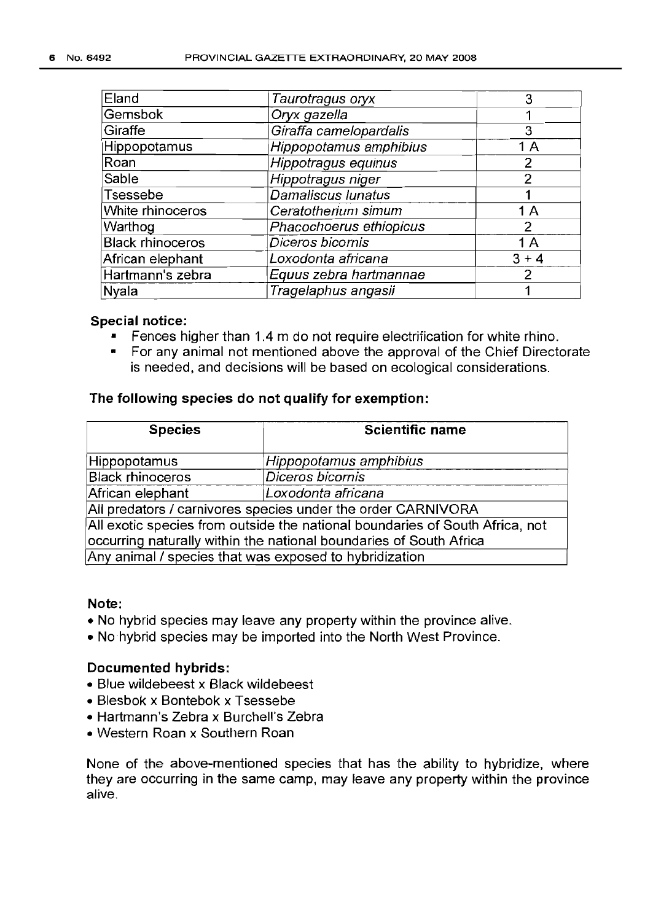| | | |
|---|---|---|
| Eland | *Taurotragus oryx* | 3 |
| Gemsbok | *Oryx gazella* | 1 |
| Giraffe | *Giraffa camelopardalis* | 3 |
| Hippopotamus | *Hippopotamus amphibius* | 1 A |
| Roan | *Hippotragus equinus* | 2 |
| Sable | *Hippotragus niger* | 2 |
| Tsessebe | *Damaliscus lunatus* | 1 |
| White rhinoceros | *Ceratotherium simum* | 1 A |
| Warthog | *Phacochoerus ethiopicus* | 2 |
| Black rhinoceros | *Diceros bicornis* | 1 A |
| African elephant | *Loxodonta africana* | 3 + 4 |
| Hartmann's zebra | *Equus zebra hartmannae* | 2 |
| Nyala | *Tragelaphus angasii* | 1 |

**Special notice:**

- Fences higher than 1.4 m do not require electrification for white rhino.
- For any animal not mentioned above the approval of the Chief Directorate is needed, and decisions will be based on ecological considerations.

**The following species do not qualify for exemption:**

| Species | Scientific name |
|---|---|
| Hippopotamus | *Hippopotamus amphibius* |
| Black rhinoceros | *Diceros bicornis* |
| African elephant | *Loxodonta africana* |
| All predators / carnivores species under the order CARNIVORA | |
| All exotic species from outside the national boundaries of South Africa, not occurring naturally within the national boundaries of South Africa | |
| Any animal / species that was exposed to hybridization | |

**Note:**

- No hybrid species may leave any property within the province alive.
- No hybrid species may be imported into the North West Province.

**Documented hybrids:**

- Blue wildebeest x Black wildebeest
- Blesbok x Bontebok x Tsessebe
- Hartmann's Zebra x Burchell's Zebra
- Western Roan x Southern Roan

None of the above-mentioned species that has the ability to hybridize, where they are occurring in the same camp, may leave any property within the province alive.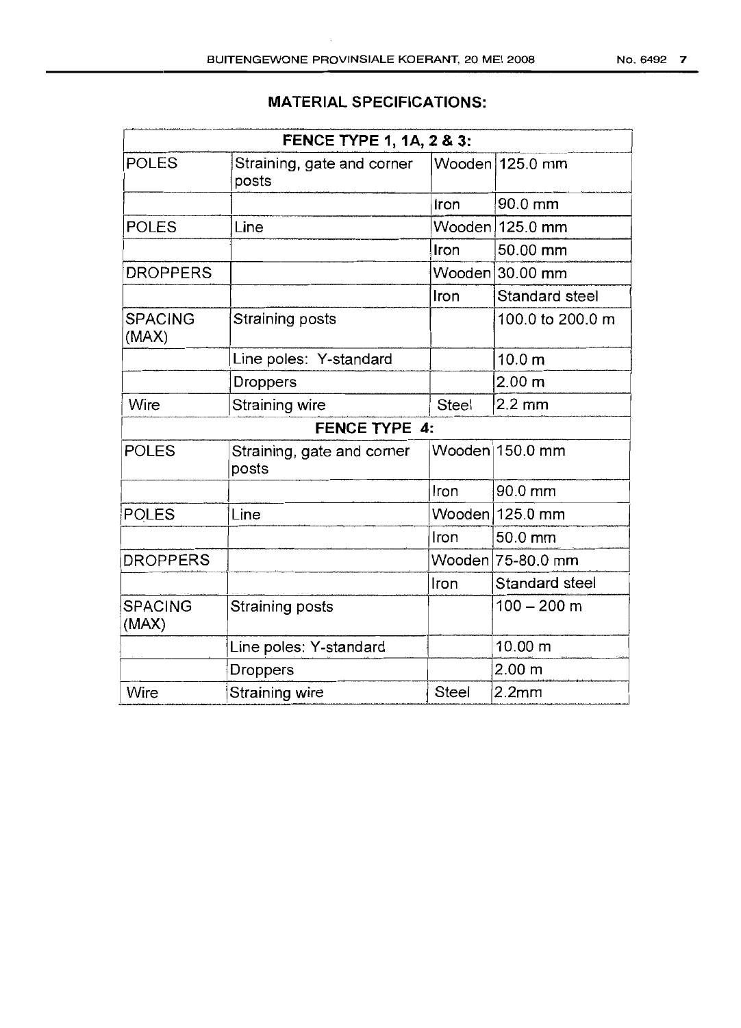## MATERIAL SPECIFICATIONS:

| FENCE TYPE 1, 1A, 2 & 3: | | | |
|---|---|---|---|
| POLES | Straining, gate and corner posts | Wooden | 125.0 mm |
| | | Iron | 90.0 mm |
| POLES | Line | Wooden | 125.0 mm |
| | | Iron | 50.00 mm |
| DROPPERS | | Wooden | 30.00 mm |
| | | Iron | Standard steel |
| SPACING (MAX) | Straining posts | | 100.0 to 200.0 m |
| | Line poles: Y-standard | | 10.0 m |
| | Droppers | | 2.00 m |
| Wire | Straining wire | Steel | 2.2 mm |
| **FENCE TYPE 4:** | | | |
| POLES | Straining, gate and corner posts | Wooden | 150.0 mm |
| | | Iron | 90.0 mm |
| POLES | Line | Wooden | 125.0 mm |
| | | Iron | 50.0 mm |
| DROPPERS | | Wooden | 75-80.0 mm |
| | | Iron | Standard steel |
| SPACING (MAX) | Straining posts | | 100 – 200 m |
| | Line poles: Y-standard | | 10.00 m |
| | Droppers | | 2.00 m |
| Wire | Straining wire | Steel | 2.2mm |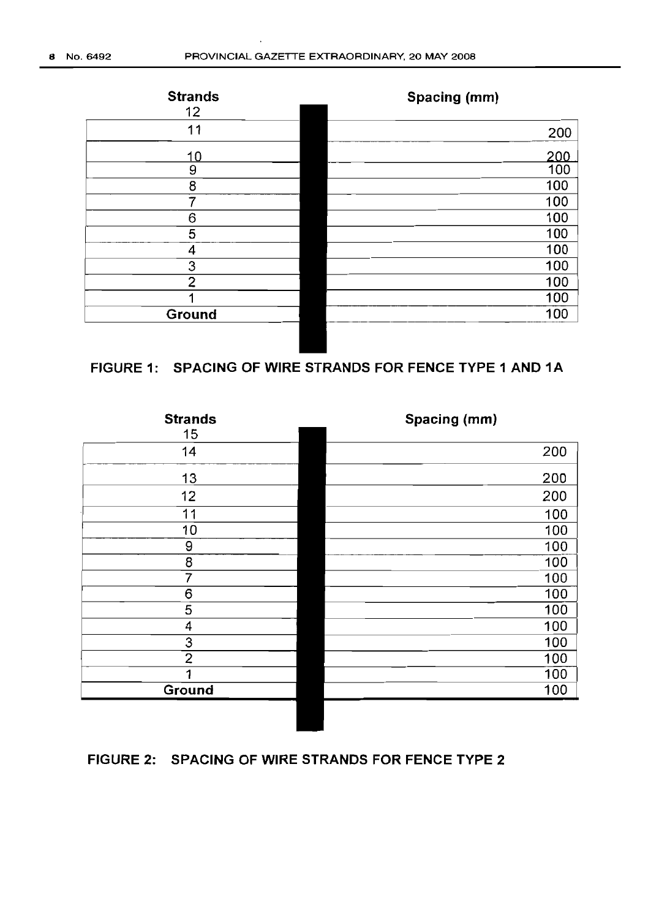| Strands | Spacing (mm) |
|---|---|
| 12 | |
| 11 | 200 |
| 10 | 200 |
| 9 | 100 |
| 8 | 100 |
| 7 | 100 |
| 6 | 100 |
| 5 | 100 |
| 4 | 100 |
| 3 | 100 |
| 2 | 100 |
| 1 | 100 |
| Ground | 100 |

**FIGURE 1: SPACING OF WIRE STRANDS FOR FENCE TYPE 1 AND 1A**

| Strands | Spacing (mm) |
|---|---|
| 15 | |
| 14 | 200 |
| 13 | 200 |
| 12 | 200 |
| 11 | 100 |
| 10 | 100 |
| 9 | 100 |
| 8 | 100 |
| 7 | 100 |
| 6 | 100 |
| 5 | 100 |
| 4 | 100 |
| 3 | 100 |
| 2 | 100 |
| 1 | 100 |
| Ground | 100 |

**FIGURE 2: SPACING OF WIRE STRANDS FOR FENCE TYPE 2**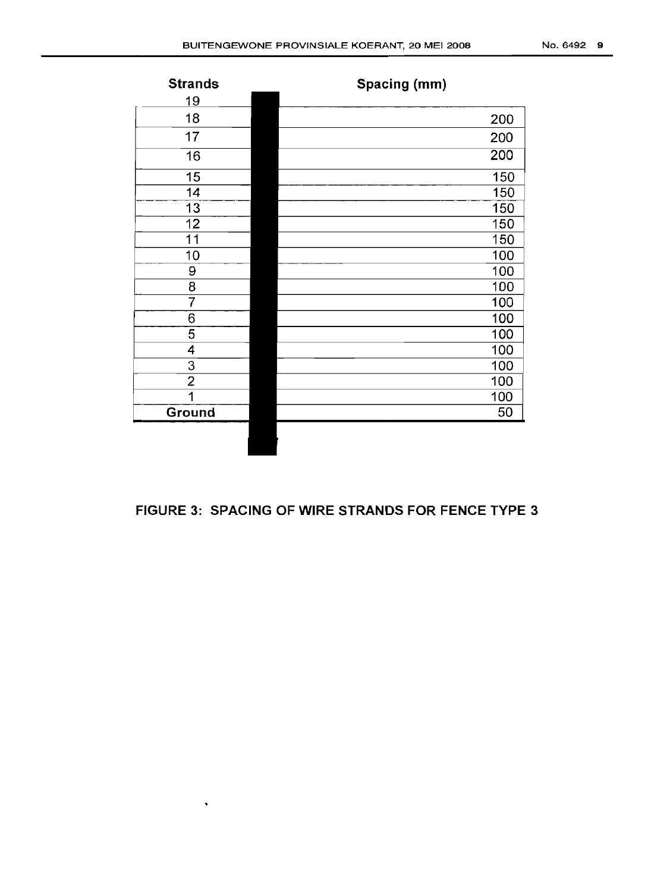| Strands | Spacing (mm) |
|---|---|
| 19 | |
| 18 | 200 |
| 17 | 200 |
| 16 | 200 |
| 15 | 150 |
| 14 | 150 |
| 13 | 150 |
| 12 | 150 |
| 11 | 150 |
| 10 | 100 |
| 9 | 100 |
| 8 | 100 |
| 7 | 100 |
| 6 | 100 |
| 5 | 100 |
| 4 | 100 |
| 3 | 100 |
| 2 | 100 |
| 1 | 100 |
| Ground | 50 |

**FIGURE 3: SPACING OF WIRE STRANDS FOR FENCE TYPE 3**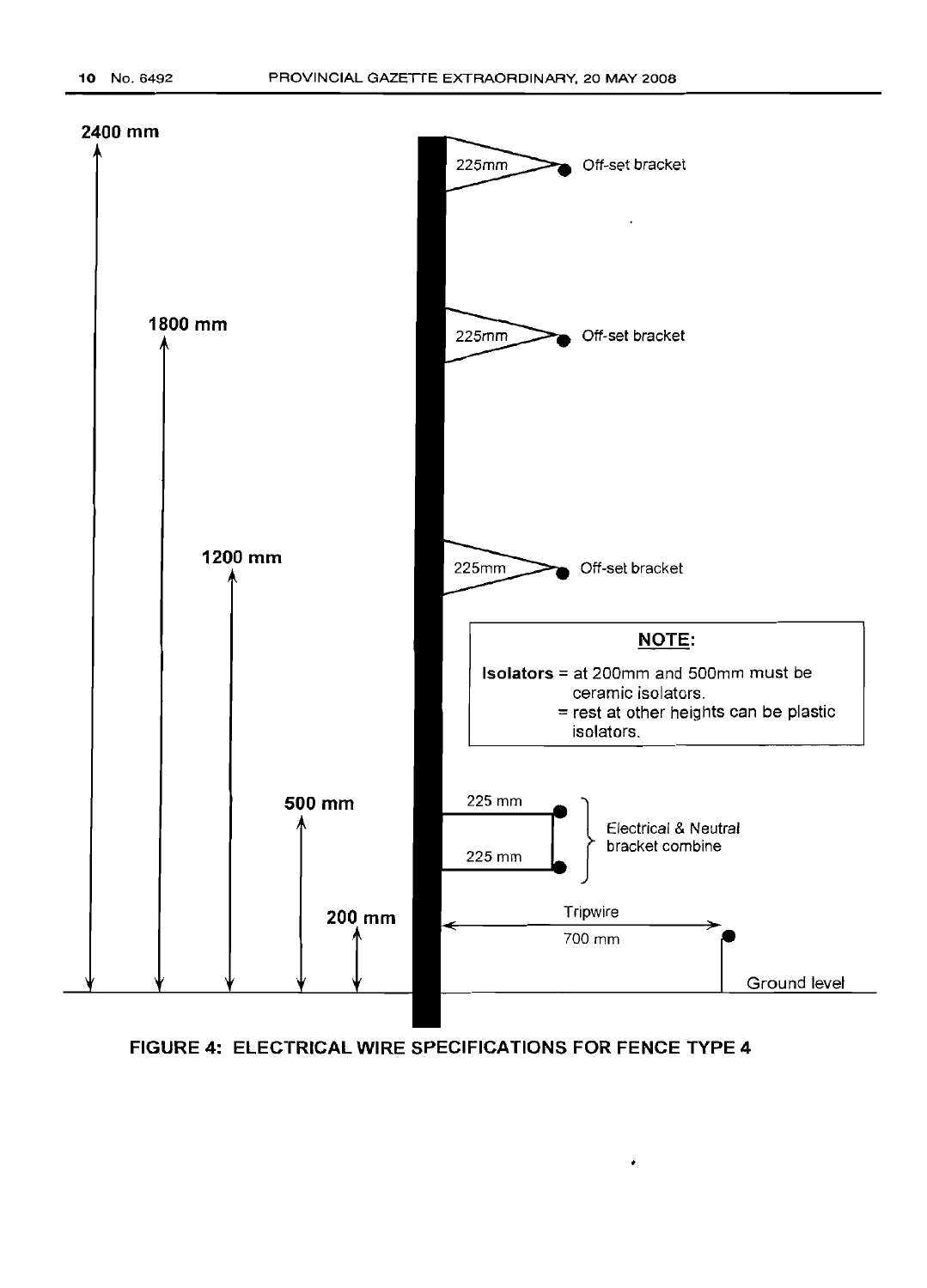2400 mm

225mm Off-set bracket

1800 mm

225mm Off-set bracket

1200 mm

225mm Off-set bracket

**NOTE:**

**Isolators** = at 200mm and 500mm must be ceramic isolators.
= rest at other heights can be plastic isolators.

500 mm

225 mm
225 mm

Electrical & Neutral bracket combine

200 mm

Tripwire
700 mm

Ground level

**FIGURE 4: ELECTRICAL WIRE SPECIFICATIONS FOR FENCE TYPE 4**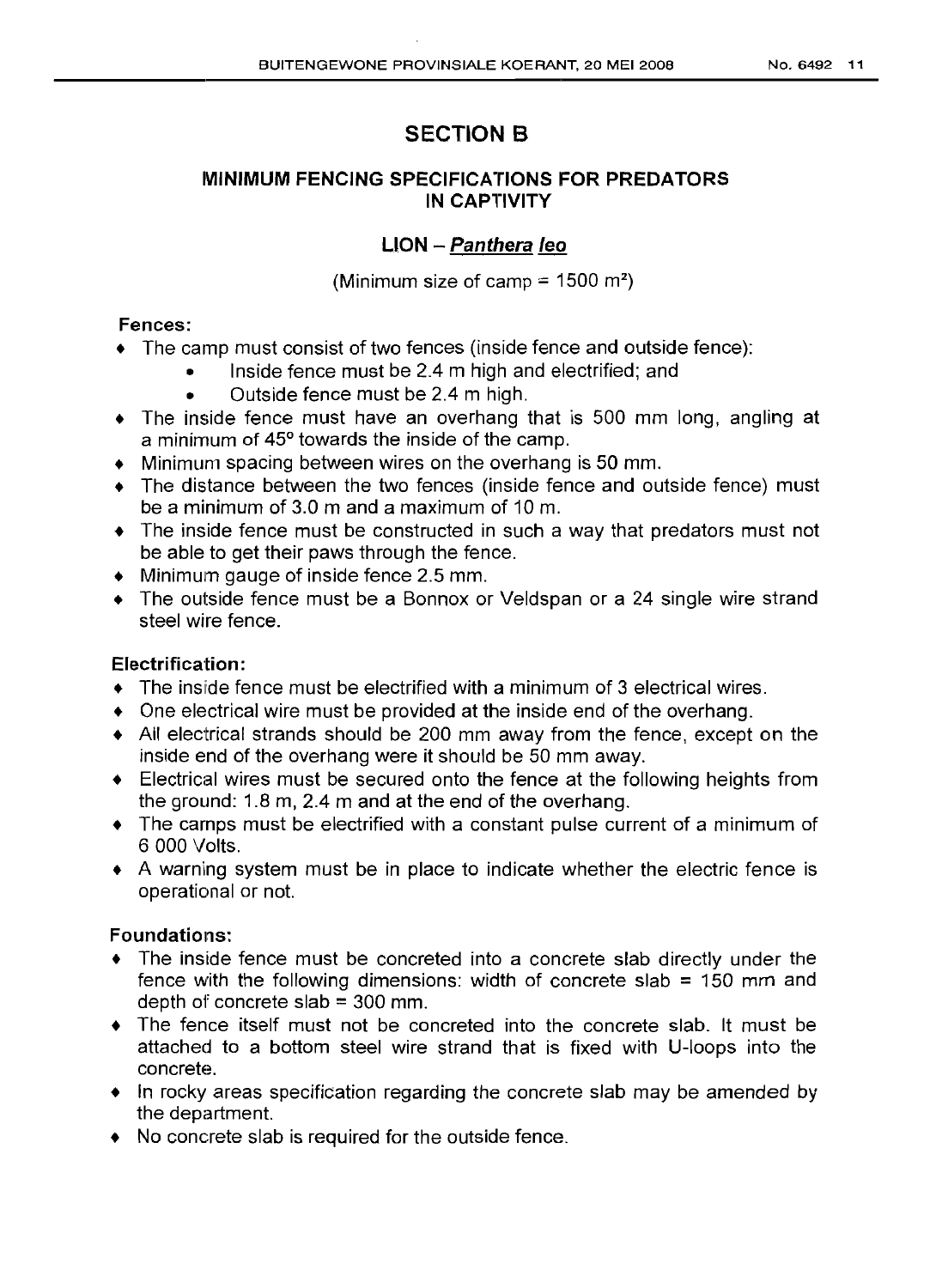# SECTION B

## MINIMUM FENCING SPECIFICATIONS FOR PREDATORS IN CAPTIVITY

### LION – *Panthera leo*

(Minimum size of camp = 1500 m²)

**Fences:**

- The camp must consist of two fences (inside fence and outside fence):
  - Inside fence must be 2.4 m high and electrified; and
  - Outside fence must be 2.4 m high.
- The inside fence must have an overhang that is 500 mm long, angling at a minimum of 45° towards the inside of the camp.
- Minimum spacing between wires on the overhang is 50 mm.
- The distance between the two fences (inside fence and outside fence) must be a minimum of 3.0 m and a maximum of 10 m.
- The inside fence must be constructed in such a way that predators must not be able to get their paws through the fence.
- Minimum gauge of inside fence 2.5 mm.
- The outside fence must be a Bonnox or Veldspan or a 24 single wire strand steel wire fence.

**Electrification:**

- The inside fence must be electrified with a minimum of 3 electrical wires.
- One electrical wire must be provided at the inside end of the overhang.
- All electrical strands should be 200 mm away from the fence, except on the inside end of the overhang were it should be 50 mm away.
- Electrical wires must be secured onto the fence at the following heights from the ground: 1.8 m, 2.4 m and at the end of the overhang.
- The camps must be electrified with a constant pulse current of a minimum of 6 000 Volts.
- A warning system must be in place to indicate whether the electric fence is operational or not.

**Foundations:**

- The inside fence must be concreted into a concrete slab directly under the fence with the following dimensions: width of concrete slab = 150 mm and depth of concrete slab = 300 mm.
- The fence itself must not be concreted into the concrete slab. It must be attached to a bottom steel wire strand that is fixed with U-loops into the concrete.
- In rocky areas specification regarding the concrete slab may be amended by the department.
- No concrete slab is required for the outside fence.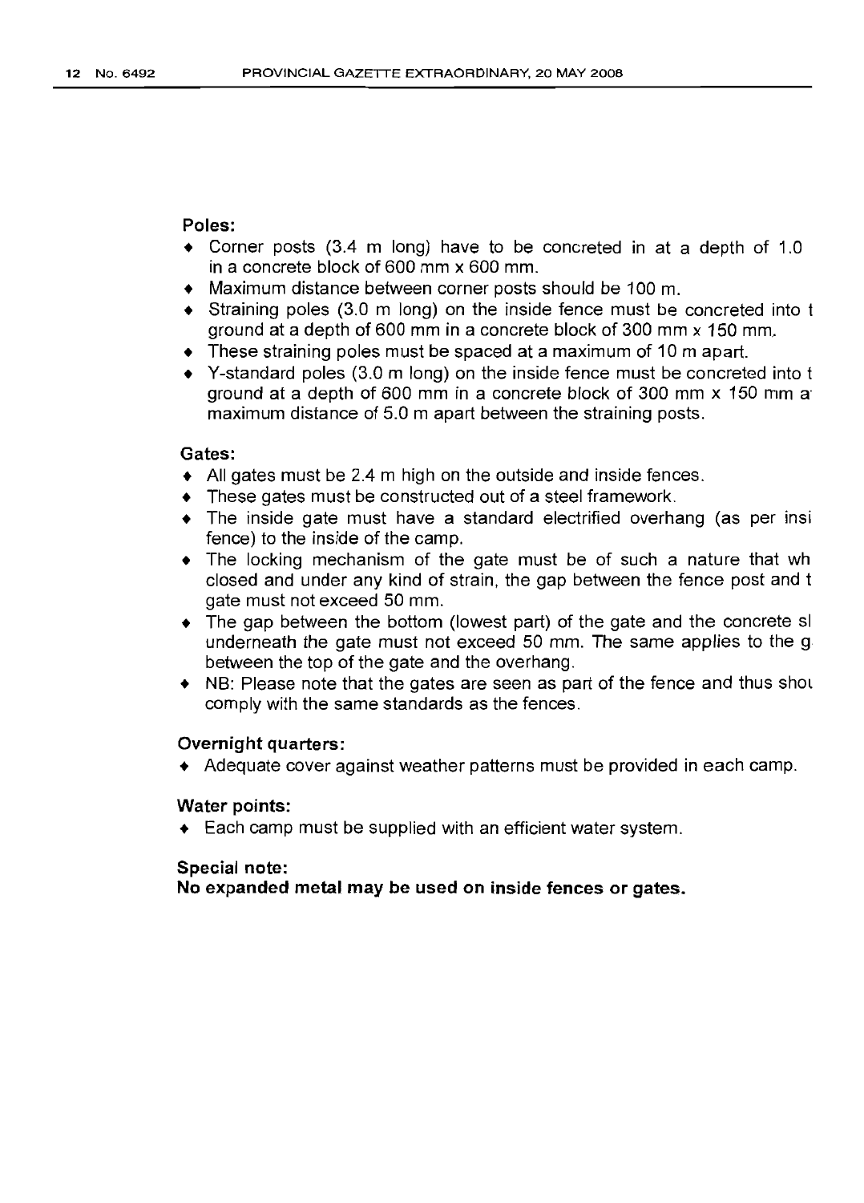**Poles:**

- Corner posts (3.4 m long) have to be concreted in at a depth of 1.0 in a concrete block of 600 mm x 600 mm.
- Maximum distance between corner posts should be 100 m.
- Straining poles (3.0 m long) on the inside fence must be concreted into t ground at a depth of 600 mm in a concrete block of 300 mm x 150 mm.
- These straining poles must be spaced at a maximum of 10 m apart.
- Y-standard poles (3.0 m long) on the inside fence must be concreted into t ground at a depth of 600 mm in a concrete block of 300 mm x 150 mm a maximum distance of 5.0 m apart between the straining posts.

**Gates:**

- All gates must be 2.4 m high on the outside and inside fences.
- These gates must be constructed out of a steel framework.
- The inside gate must have a standard electrified overhang (as per insi fence) to the inside of the camp.
- The locking mechanism of the gate must be of such a nature that wh closed and under any kind of strain, the gap between the fence post and t gate must not exceed 50 mm.
- The gap between the bottom (lowest part) of the gate and the concrete sl underneath the gate must not exceed 50 mm. The same applies to the g between the top of the gate and the overhang.
- NB: Please note that the gates are seen as part of the fence and thus shou comply with the same standards as the fences.

**Overnight quarters:**

- Adequate cover against weather patterns must be provided in each camp.

**Water points:**

- Each camp must be supplied with an efficient water system.

**Special note:**

**No expanded metal may be used on inside fences or gates.**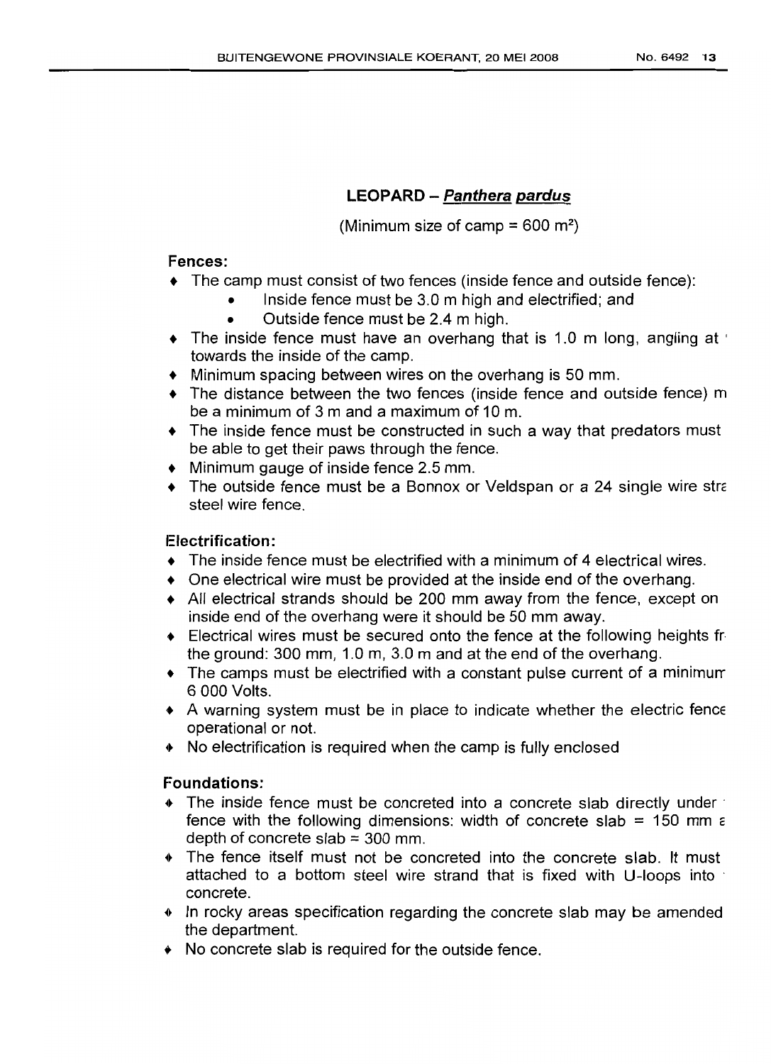## LEOPARD – ***Panthera pardus***

(Minimum size of camp = 600 m²)

### Fences:

- The camp must consist of two fences (inside fence and outside fence):
  - Inside fence must be 3.0 m high and electrified; and
  - Outside fence must be 2.4 m high.
- The inside fence must have an overhang that is 1.0 m long, angling at ' towards the inside of the camp.
- Minimum spacing between wires on the overhang is 50 mm.
- The distance between the two fences (inside fence and outside fence) m be a minimum of 3 m and a maximum of 10 m.
- The inside fence must be constructed in such a way that predators must be able to get their paws through the fence.
- Minimum gauge of inside fence 2.5 mm.
- The outside fence must be a Bonnox or Veldspan or a 24 single wire stra steel wire fence.

### Electrification:

- The inside fence must be electrified with a minimum of 4 electrical wires.
- One electrical wire must be provided at the inside end of the overhang.
- All electrical strands should be 200 mm away from the fence, except on inside end of the overhang were it should be 50 mm away.
- Electrical wires must be secured onto the fence at the following heights fr the ground: 300 mm, 1.0 m, 3.0 m and at the end of the overhang.
- The camps must be electrified with a constant pulse current of a minimum 6 000 Volts.
- A warning system must be in place to indicate whether the electric fence operational or not.
- No electrification is required when the camp is fully enclosed

### Foundations:

- The inside fence must be concreted into a concrete slab directly under fence with the following dimensions: width of concrete slab = 150 mm a depth of concrete slab = 300 mm.
- The fence itself must not be concreted into the concrete slab. It must attached to a bottom steel wire strand that is fixed with U-loops into concrete.
- In rocky areas specification regarding the concrete slab may be amended the department.
- No concrete slab is required for the outside fence.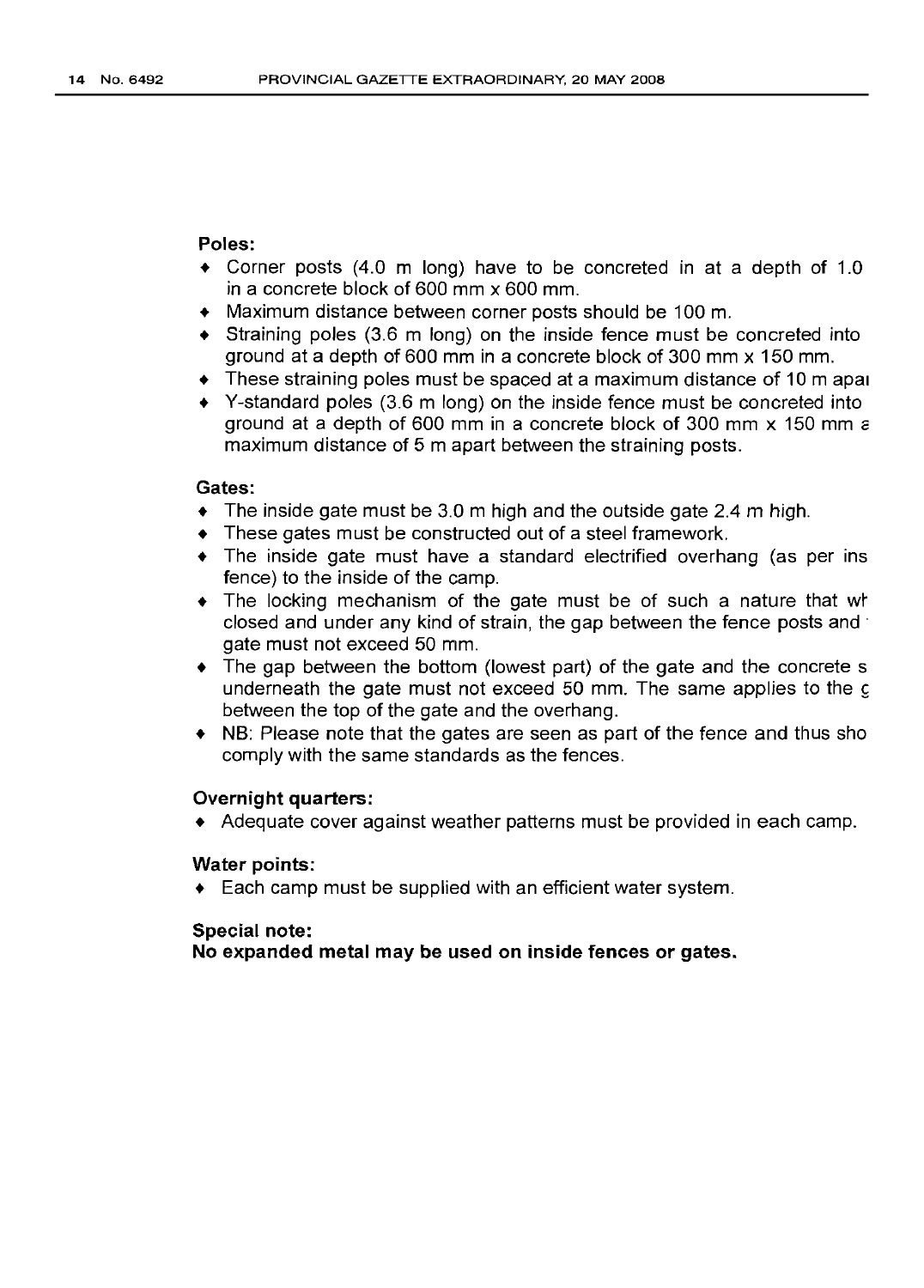**Poles:**

- Corner posts (4.0 m long) have to be concreted in at a depth of 1.0 in a concrete block of 600 mm x 600 mm.
- Maximum distance between corner posts should be 100 m.
- Straining poles (3.6 m long) on the inside fence must be concreted into ground at a depth of 600 mm in a concrete block of 300 mm x 150 mm.
- These straining poles must be spaced at a maximum distance of 10 m apai
- Y-standard poles (3.6 m long) on the inside fence must be concreted into ground at a depth of 600 mm in a concrete block of 300 mm x 150 mm a maximum distance of 5 m apart between the straining posts.

**Gates:**

- The inside gate must be 3.0 m high and the outside gate 2.4 m high.
- These gates must be constructed out of a steel framework.
- The inside gate must have a standard electrified overhang (as per ins fence) to the inside of the camp.
- The locking mechanism of the gate must be of such a nature that wh closed and under any kind of strain, the gap between the fence posts and gate must not exceed 50 mm.
- The gap between the bottom (lowest part) of the gate and the concrete s underneath the gate must not exceed 50 mm. The same applies to the g between the top of the gate and the overhang.
- NB: Please note that the gates are seen as part of the fence and thus sho comply with the same standards as the fences.

**Overnight quarters:**

- Adequate cover against weather patterns must be provided in each camp.

**Water points:**

- Each camp must be supplied with an efficient water system.

**Special note:**

**No expanded metal may be used on inside fences or gates.**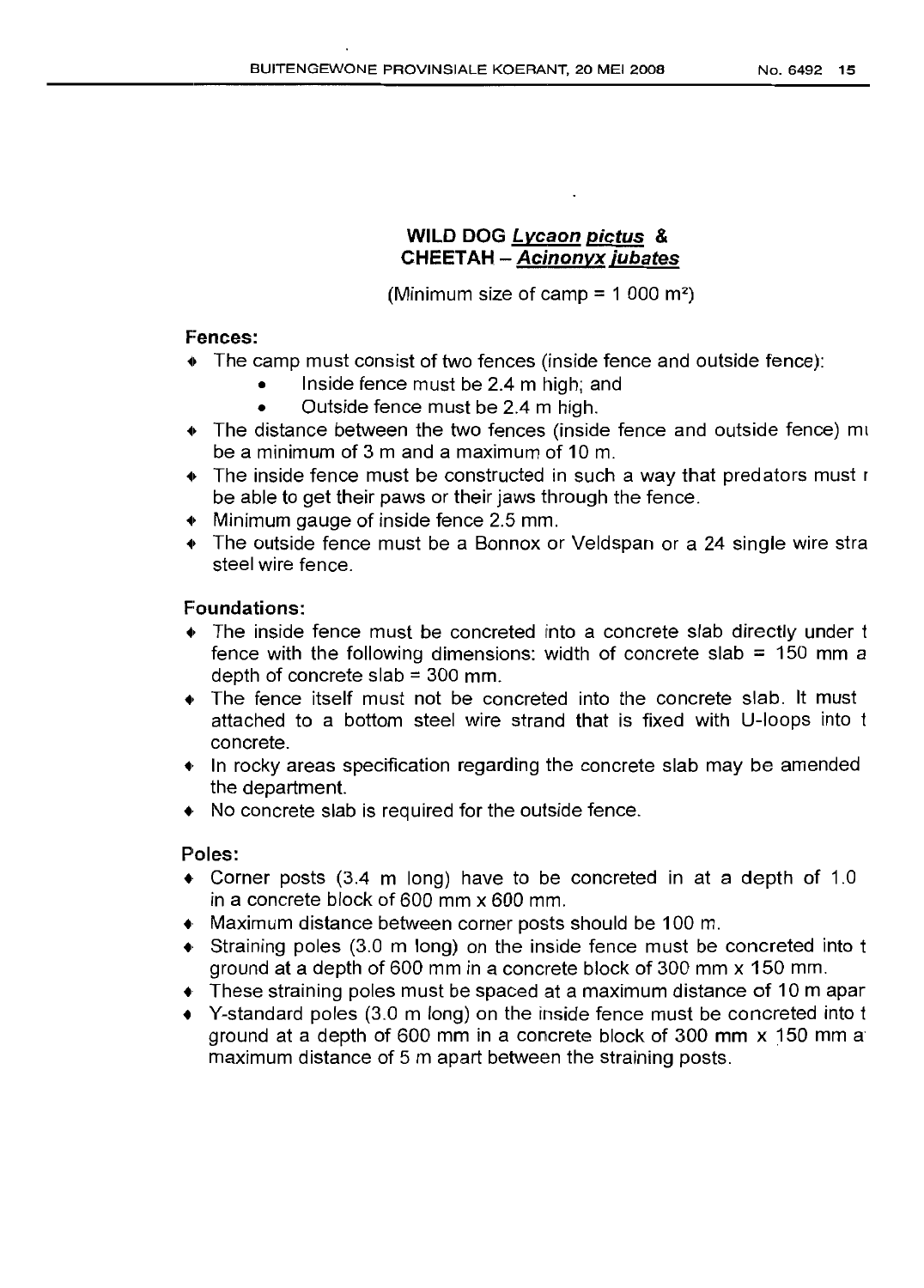## WILD DOG ***Lycaon pictus*** & CHEETAH – ***Acinonyx jubates***

(Minimum size of camp = 1 000 m²)

### Fences:

- The camp must consist of two fences (inside fence and outside fence):
    - Inside fence must be 2.4 m high; and
    - Outside fence must be 2.4 m high.
- The distance between the two fences (inside fence and outside fence) mı be a minimum of 3 m and a maximum of 10 m.
- The inside fence must be constructed in such a way that predators must r be able to get their paws or their jaws through the fence.
- Minimum gauge of inside fence 2.5 mm.
- The outside fence must be a Bonnox or Veldspan or a 24 single wire stra steel wire fence.

### Foundations:

- The inside fence must be concreted into a concrete slab directly under t fence with the following dimensions: width of concrete slab = 150 mm a depth of concrete slab = 300 mm.
- The fence itself must not be concreted into the concrete slab. It must attached to a bottom steel wire strand that is fixed with U-loops into t concrete.
- In rocky areas specification regarding the concrete slab may be amended the department.
- No concrete slab is required for the outside fence.

### Poles:

- Corner posts (3.4 m long) have to be concreted in at a depth of 1.0 in a concrete block of 600 mm x 600 mm.
- Maximum distance between corner posts should be 100 m.
- Straining poles (3.0 m long) on the inside fence must be concreted into t ground at a depth of 600 mm in a concrete block of 300 mm x 150 mm.
- These straining poles must be spaced at a maximum distance of 10 m apar
- Y-standard poles (3.0 m long) on the inside fence must be concreted into t ground at a depth of 600 mm in a concrete block of 300 mm x 150 mm a maximum distance of 5 m apart between the straining posts.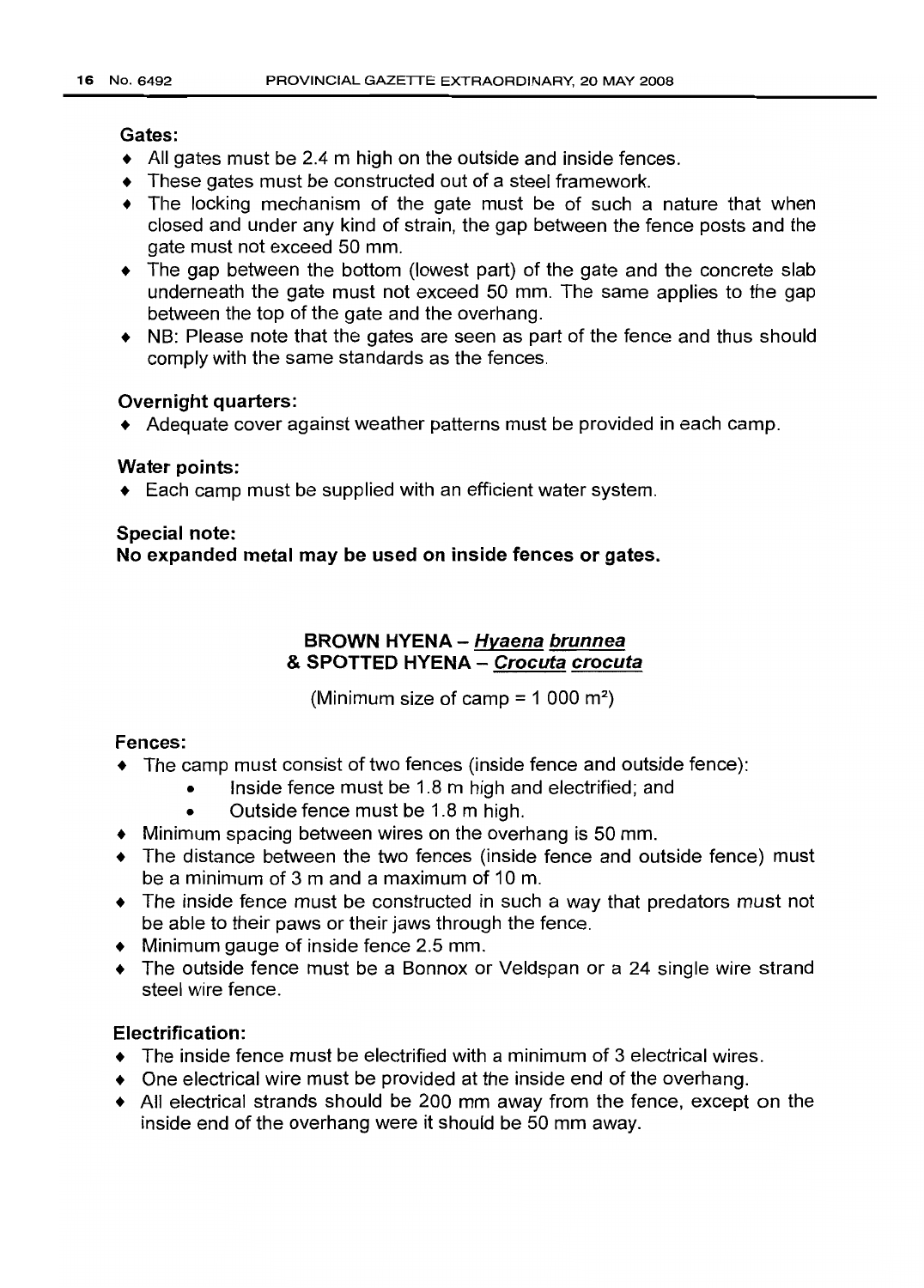**Gates:**

- All gates must be 2.4 m high on the outside and inside fences.
- These gates must be constructed out of a steel framework.
- The locking mechanism of the gate must be of such a nature that when closed and under any kind of strain, the gap between the fence posts and the gate must not exceed 50 mm.
- The gap between the bottom (lowest part) of the gate and the concrete slab underneath the gate must not exceed 50 mm. The same applies to the gap between the top of the gate and the overhang.
- NB: Please note that the gates are seen as part of the fence and thus should comply with the same standards as the fences.

**Overnight quarters:**

- Adequate cover against weather patterns must be provided in each camp.

**Water points:**

- Each camp must be supplied with an efficient water system.

**Special note:**
**No expanded metal may be used on inside fences or gates.**

## BROWN HYENA – *Hyaena brunnea* & SPOTTED HYENA – *Crocuta crocuta*

(Minimum size of camp = 1 000 m²)

**Fences:**

- The camp must consist of two fences (inside fence and outside fence):
  - Inside fence must be 1.8 m high and electrified; and
  - Outside fence must be 1.8 m high.
- Minimum spacing between wires on the overhang is 50 mm.
- The distance between the two fences (inside fence and outside fence) must be a minimum of 3 m and a maximum of 10 m.
- The inside fence must be constructed in such a way that predators must not be able to their paws or their jaws through the fence.
- Minimum gauge of inside fence 2.5 mm.
- The outside fence must be a Bonnox or Veldspan or a 24 single wire strand steel wire fence.

**Electrification:**

- The inside fence must be electrified with a minimum of 3 electrical wires.
- One electrical wire must be provided at the inside end of the overhang.
- All electrical strands should be 200 mm away from the fence, except on the inside end of the overhang were it should be 50 mm away.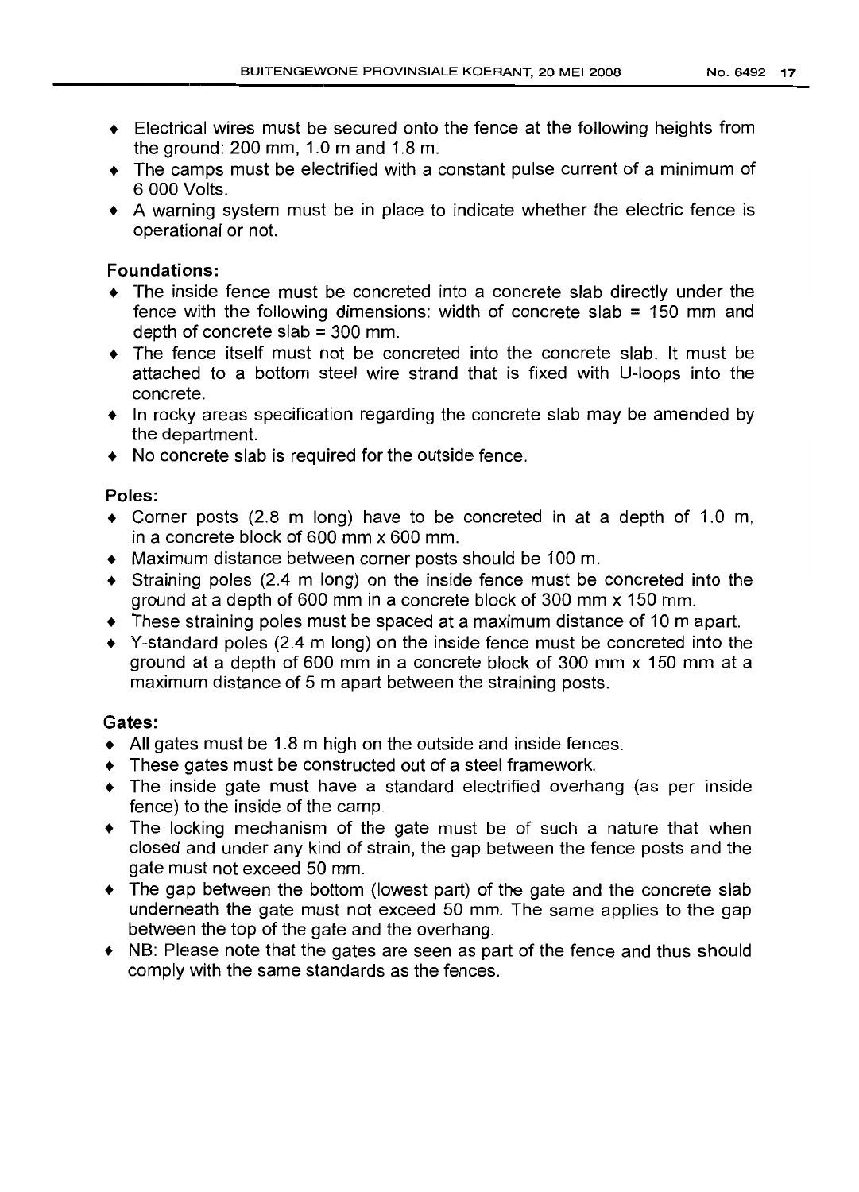- Electrical wires must be secured onto the fence at the following heights from the ground: 200 mm, 1.0 m and 1.8 m.
- The camps must be electrified with a constant pulse current of a minimum of 6 000 Volts.
- A warning system must be in place to indicate whether the electric fence is operational or not.

**Foundations:**

- The inside fence must be concreted into a concrete slab directly under the fence with the following dimensions: width of concrete slab = 150 mm and depth of concrete slab = 300 mm.
- The fence itself must not be concreted into the concrete slab. It must be attached to a bottom steel wire strand that is fixed with U-loops into the concrete.
- In rocky areas specification regarding the concrete slab may be amended by the department.
- No concrete slab is required for the outside fence.

**Poles:**

- Corner posts (2.8 m long) have to be concreted in at a depth of 1.0 m, in a concrete block of 600 mm x 600 mm.
- Maximum distance between corner posts should be 100 m.
- Straining poles (2.4 m long) on the inside fence must be concreted into the ground at a depth of 600 mm in a concrete block of 300 mm x 150 mm.
- These straining poles must be spaced at a maximum distance of 10 m apart.
- Y-standard poles (2.4 m long) on the inside fence must be concreted into the ground at a depth of 600 mm in a concrete block of 300 mm x 150 mm at a maximum distance of 5 m apart between the straining posts.

**Gates:**

- All gates must be 1.8 m high on the outside and inside fences.
- These gates must be constructed out of a steel framework.
- The inside gate must have a standard electrified overhang (as per inside fence) to the inside of the camp.
- The locking mechanism of the gate must be of such a nature that when closed and under any kind of strain, the gap between the fence posts and the gate must not exceed 50 mm.
- The gap between the bottom (lowest part) of the gate and the concrete slab underneath the gate must not exceed 50 mm. The same applies to the gap between the top of the gate and the overhang.
- NB: Please note that the gates are seen as part of the fence and thus should comply with the same standards as the fences.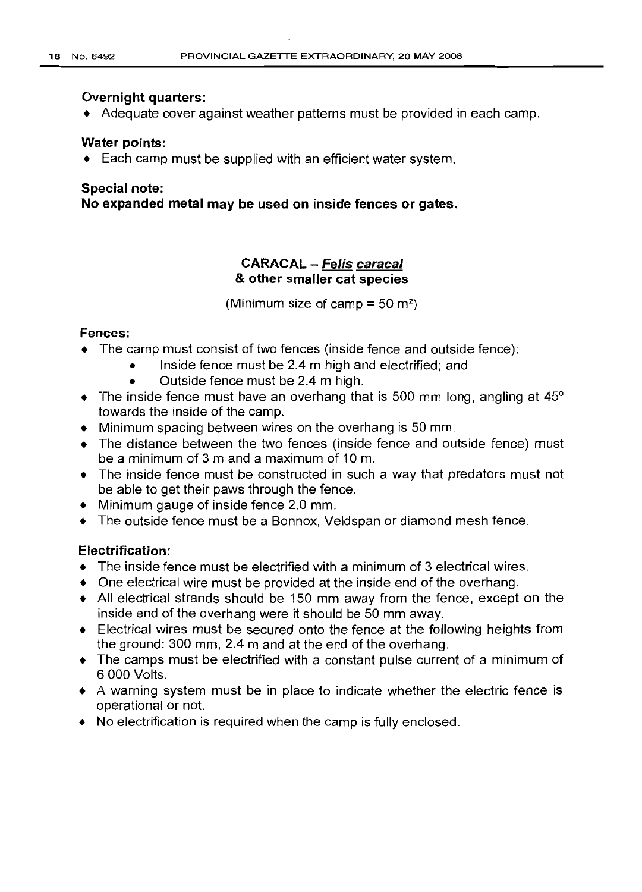**Overnight quarters:**

- Adequate cover against weather patterns must be provided in each camp.

**Water points:**

- Each camp must be supplied with an efficient water system.

**Special note:**

**No expanded metal may be used on inside fences or gates.**

## CARACAL – *Felis caracal*
## & other smaller cat species

(Minimum size of camp = 50 m²)

**Fences:**

- The carnp must consist of two fences (inside fence and outside fence):
    - Inside fence must be 2.4 m high and electrified; and
    - Outside fence must be 2.4 m high.
- The inside fence must have an overhang that is 500 mm long, angling at 45° towards the inside of the camp.
- Minimum spacing between wires on the overhang is 50 mm.
- The distance between the two fences (inside fence and outside fence) must be a minimum of 3 m and a maximum of 10 m.
- The inside fence must be constructed in such a way that predators must not be able to get their paws through the fence.
- Minimum gauge of inside fence 2.0 mm.
- The outside fence must be a Bonnox, Veldspan or diamond mesh fence.

**Electrification:**

- The inside fence must be electrified with a minimum of 3 electrical wires.
- One electrical wire must be provided at the inside end of the overhang.
- All electrical strands should be 150 mm away from the fence, except on the inside end of the overhang were it should be 50 mm away.
- Electrical wires must be secured onto the fence at the following heights from the ground: 300 mm, 2.4 m and at the end of the overhang.
- The camps must be electrified with a constant pulse current of a minimum of 6 000 Volts.
- A warning system must be in place to indicate whether the electric fence is operational or not.
- No electrification is required when the camp is fully enclosed.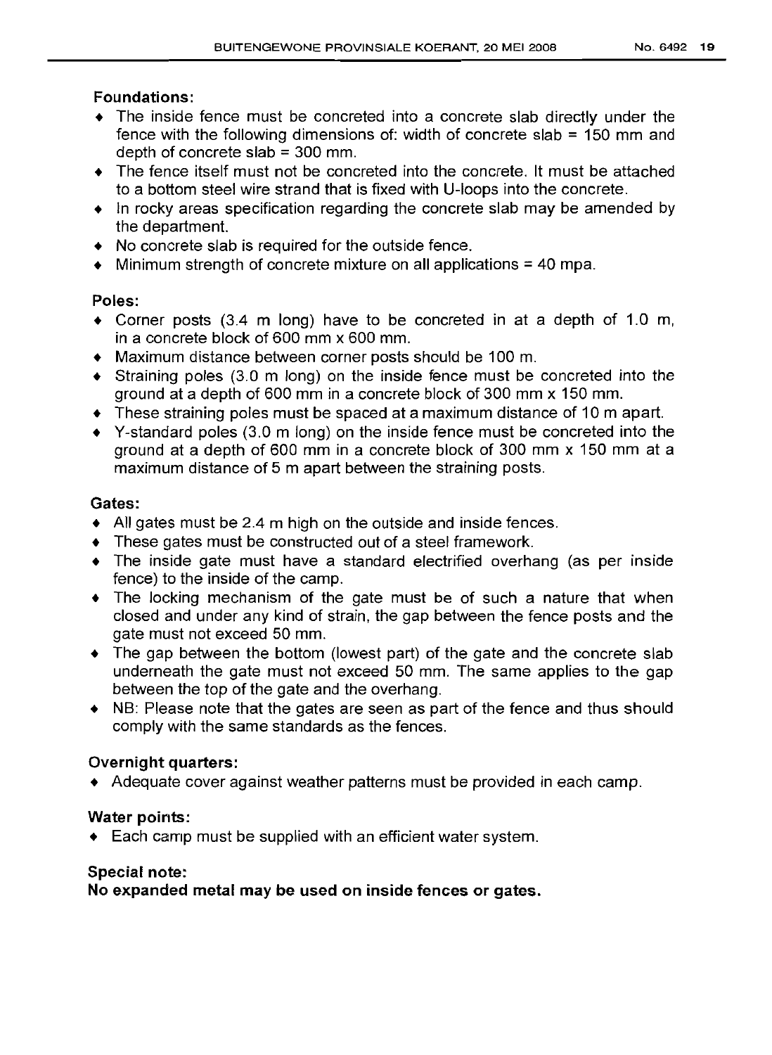**Foundations:**

- The inside fence must be concreted into a concrete slab directly under the fence with the following dimensions of: width of concrete slab = 150 mm and depth of concrete slab = 300 mm.
- The fence itself must not be concreted into the concrete. It must be attached to a bottom steel wire strand that is fixed with U-loops into the concrete.
- In rocky areas specification regarding the concrete slab may be amended by the department.
- No concrete slab is required for the outside fence.
- Minimum strength of concrete mixture on all applications = 40 mpa.

**Poles:**

- Corner posts (3.4 m long) have to be concreted in at a depth of 1.0 m, in a concrete block of 600 mm x 600 mm.
- Maximum distance between corner posts should be 100 m.
- Straining poles (3.0 m long) on the inside fence must be concreted into the ground at a depth of 600 mm in a concrete block of 300 mm x 150 mm.
- These straining poles must be spaced at a maximum distance of 10 m apart.
- Y-standard poles (3.0 m long) on the inside fence must be concreted into the ground at a depth of 600 mm in a concrete block of 300 mm x 150 mm at a maximum distance of 5 m apart between the straining posts.

**Gates:**

- All gates must be 2.4 m high on the outside and inside fences.
- These gates must be constructed out of a steel framework.
- The inside gate must have a standard electrified overhang (as per inside fence) to the inside of the camp.
- The locking mechanism of the gate must be of such a nature that when closed and under any kind of strain, the gap between the fence posts and the gate must not exceed 50 mm.
- The gap between the bottom (lowest part) of the gate and the concrete slab underneath the gate must not exceed 50 mm. The same applies to the gap between the top of the gate and the overhang.
- NB: Please note that the gates are seen as part of the fence and thus should comply with the same standards as the fences.

**Overnight quarters:**

- Adequate cover against weather patterns must be provided in each camp.

**Water points:**

- Each camp must be supplied with an efficient water system.

**Special note:**

**No expanded metal may be used on inside fences or gates.**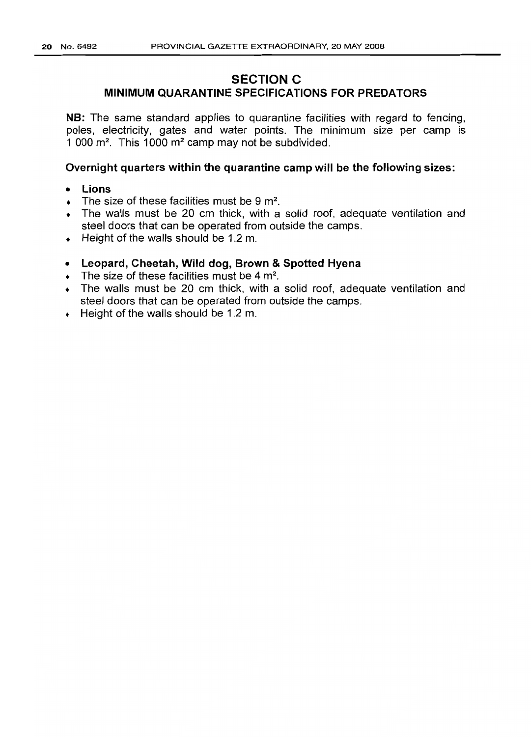## SECTION C

### MINIMUM QUARANTINE SPECIFICATIONS FOR PREDATORS

**NB:** The same standard applies to quarantine facilities with regard to fencing, poles, electricity, gates and water points. The minimum size per camp is 1 000 $m^2$. This 1000 $m^2$ camp may not be subdivided.

**Overnight quarters within the quarantine camp will be the following sizes:**

- **Lions**
- The size of these facilities must be 9 $m^2$.
- The walls must be 20 cm thick, with a solid roof, adequate ventilation and steel doors that can be operated from outside the camps.
- Height of the walls should be 1.2 m.

- **Leopard, Cheetah, Wild dog, Brown & Spotted Hyena**
- The size of these facilities must be 4 $m^2$.
- The walls must be 20 cm thick, with a solid roof, adequate ventilation and steel doors that can be operated from outside the camps.
- Height of the walls should be 1.2 m.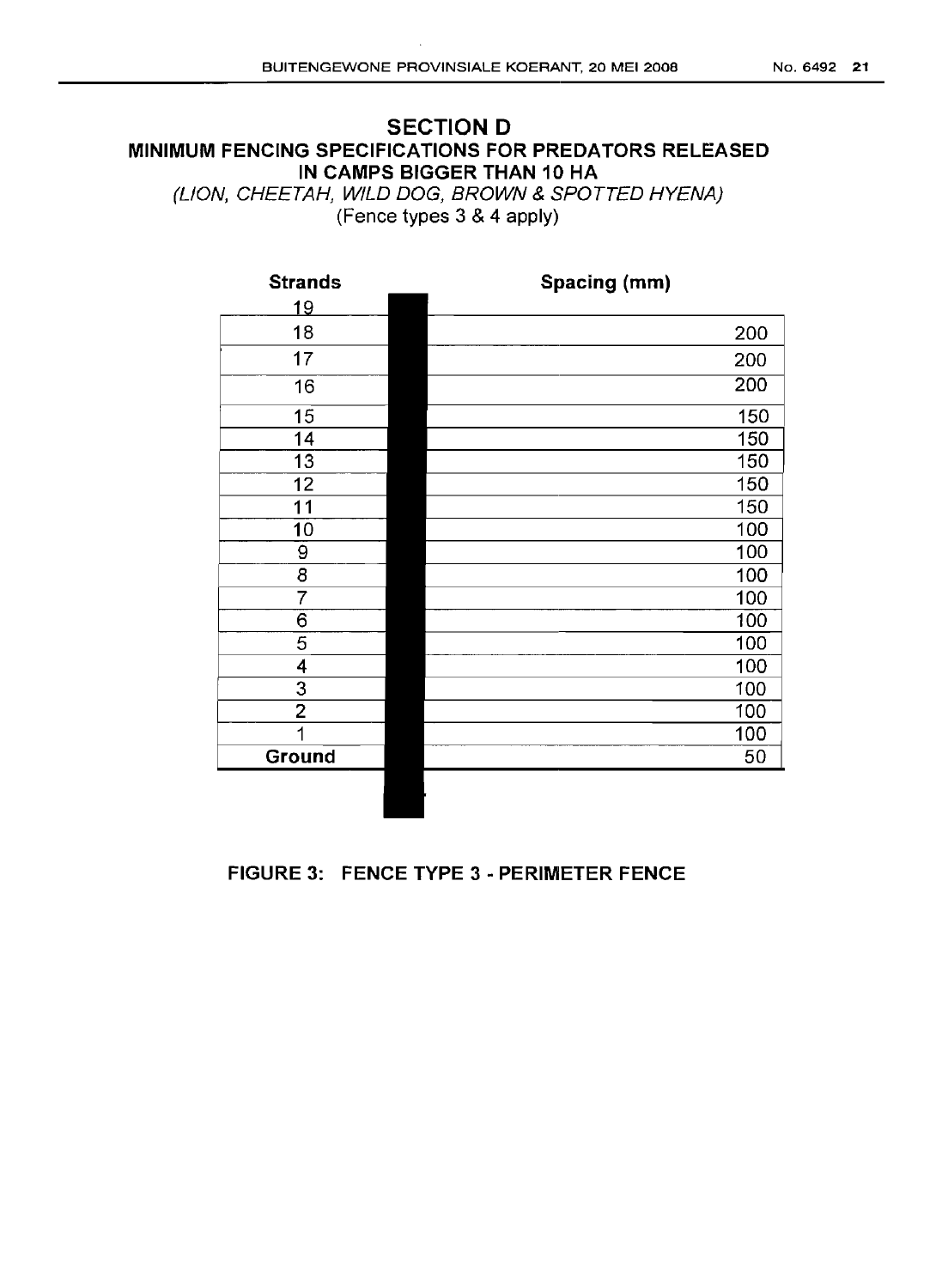## SECTION D

### MINIMUM FENCING SPECIFICATIONS FOR PREDATORS RELEASED IN CAMPS BIGGER THAN 10 HA

*(LION, CHEETAH, WILD DOG, BROWN & SPOTTED HYENA)*

(Fence types 3 & 4 apply)

| Strands | Spacing (mm) |
|---|---|
| 19 | |
| 18 | 200 |
| 17 | 200 |
| 16 | 200 |
| 15 | 150 |
| 14 | 150 |
| 13 | 150 |
| 12 | 150 |
| 11 | 150 |
| 10 | 100 |
| 9 | 100 |
| 8 | 100 |
| 7 | 100 |
| 6 | 100 |
| 5 | 100 |
| 4 | 100 |
| 3 | 100 |
| 2 | 100 |
| 1 | 100 |
| **Ground** | 50 |

**FIGURE 3: FENCE TYPE 3 - PERIMETER FENCE**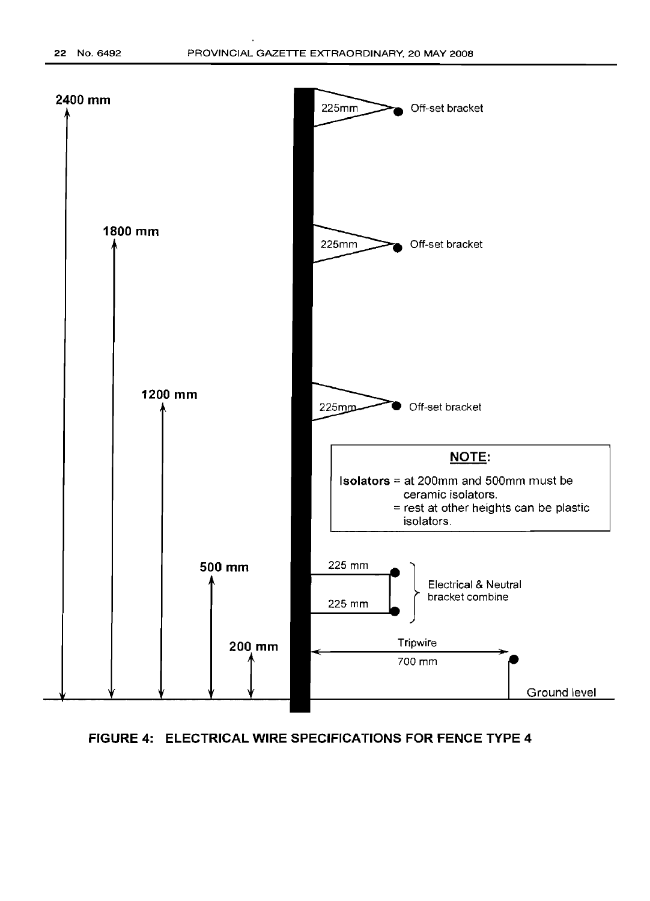2400 mm

225mm Off-set bracket

1800 mm

225mm Off-set bracket

1200 mm

225mm Off-set bracket

**NOTE:**

**Isolators** = at 200mm and 500mm must be ceramic isolators.
= rest at other heights can be plastic isolators.

500 mm

225 mm

225 mm

Electrical & Neutral bracket combine

200 mm

Tripwire

700 mm

Ground level

**FIGURE 4: ELECTRICAL WIRE SPECIFICATIONS FOR FENCE TYPE 4**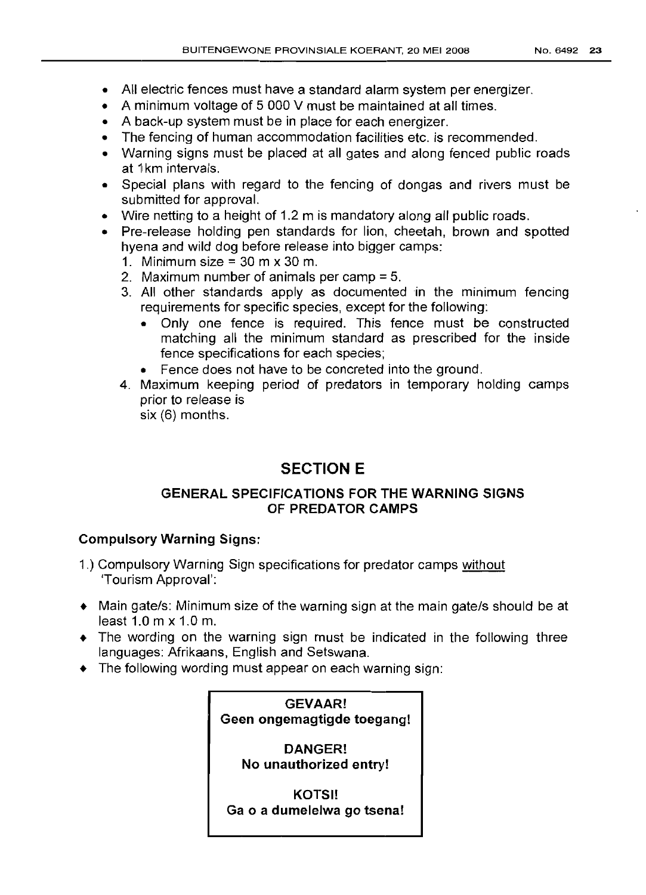- All electric fences must have a standard alarm system per energizer.
- A minimum voltage of 5 000 V must be maintained at all times.
- A back-up system must be in place for each energizer.
- The fencing of human accommodation facilities etc. is recommended.
- Warning signs must be placed at all gates and along fenced public roads at 1km intervals.
- Special plans with regard to the fencing of dongas and rivers must be submitted for approval.
- Wire netting to a height of 1.2 m is mandatory along all public roads.
- Pre-release holding pen standards for lion, cheetah, brown and spotted hyena and wild dog before release into bigger camps:
  1. Minimum size = 30 m x 30 m.
  2. Maximum number of animals per camp = 5.
  3. All other standards apply as documented in the minimum fencing requirements for specific species, except for the following:
     - Only one fence is required. This fence must be constructed matching all the minimum standard as prescribed for the inside fence specifications for each species;
     - Fence does not have to be concreted into the ground.
  4. Maximum keeping period of predators in temporary holding camps prior to release is six (6) months.

# SECTION E

## GENERAL SPECIFICATIONS FOR THE WARNING SIGNS OF PREDATOR CAMPS

**Compulsory Warning Signs:**

1.) Compulsory Warning Sign specifications for predator camps <u>without</u> 'Tourism Approval':

- Main gate/s: Minimum size of the warning sign at the main gate/s should be at least 1.0 m x 1.0 m.
- The wording on the warning sign must be indicated in the following three languages: Afrikaans, English and Setswana.
- The following wording must appear on each warning sign:

| **GEVAAR!**<br>**Geen ongemagtigde toegang!**<br><br>**DANGER!**<br>**No unauthorized entry!**<br><br>**KOTSI!**<br>**Ga o a dumelelwa go tsena!** |
|---|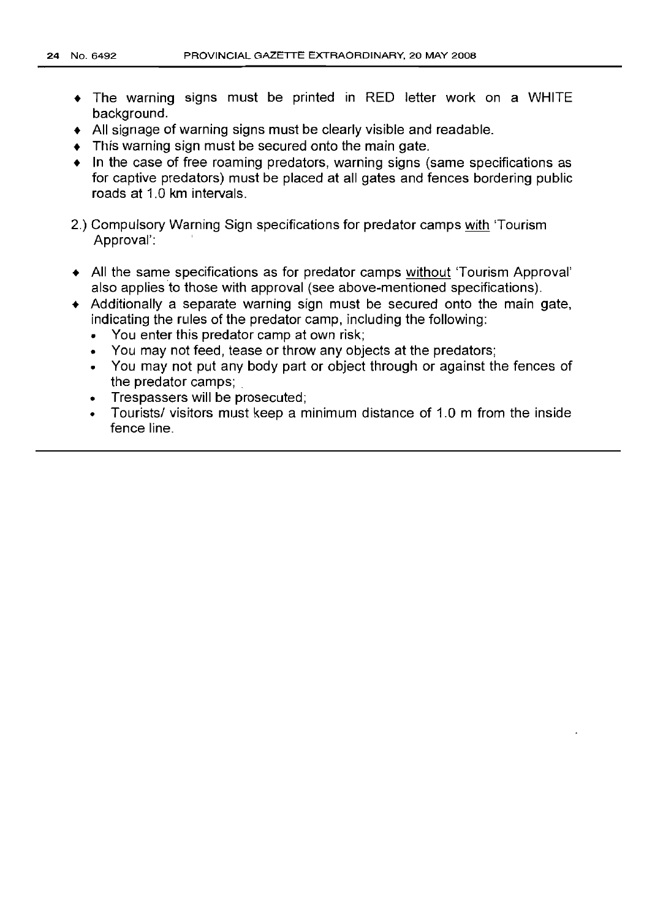- The warning signs must be printed in RED letter work on a WHITE background.
- All signage of warning signs must be clearly visible and readable.
- This warning sign must be secured onto the main gate.
- In the case of free roaming predators, warning signs (same specifications as for captive predators) must be placed at all gates and fences bordering public roads at 1.0 km intervals.

2.) Compulsory Warning Sign specifications for predator camps with 'Tourism Approval':

- All the same specifications as for predator camps without 'Tourism Approval' also applies to those with approval (see above-mentioned specifications).
- Additionally a separate warning sign must be secured onto the main gate, indicating the rules of the predator camp, including the following:
  - You enter this predator camp at own risk;
  - You may not feed, tease or throw any objects at the predators;
  - You may not put any body part or object through or against the fences of the predator camps;
  - Trespassers will be prosecuted;
  - Tourists/ visitors must keep a minimum distance of 1.0 m from the inside fence line.